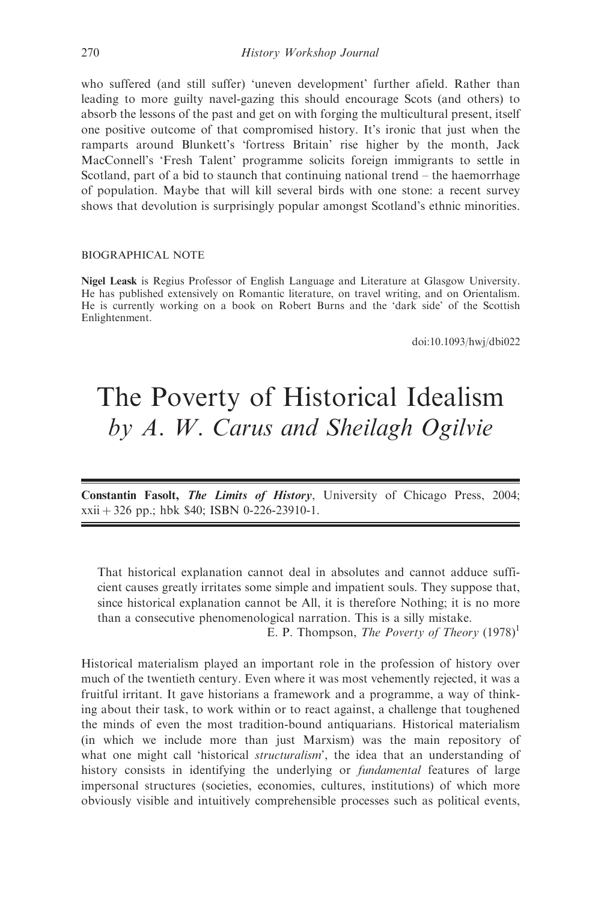who suffered (and still suffer) 'uneven development' further afield. Rather than leading to more guilty navel-gazing this should encourage Scots (and others) to absorb the lessons of the past and get on with forging the multicultural present, itself one positive outcome of that compromised history. It's ironic that just when the ramparts around Blunkett's 'fortress Britain' rise higher by the month, Jack MacConnell's 'Fresh Talent' programme solicits foreign immigrants to settle in Scotland, part of a bid to staunch that continuing national trend – the haemorrhage of population. Maybe that will kill several birds with one stone: a recent survey shows that devolution is surprisingly popular amongst Scotland's ethnic minorities.

BIOGRAPHICAL NOTE

**Nigel Leask** is Regius Professor of English Language and Literature at Glasgow University. He has published extensively on Romantic literature, on travel writing, and on Orientalism. He is currently working on a book on Robert Burns and the 'dark side' of the Scottish Enlightenment.

doi:10.1093/hwj/dbi022

# The Poverty of Historical Idealism *by A. W. Carus and Sheilagh Ogilvie*

**Constantin Fasolt, *The Limits of History***, University of Chicago Press, 2004; xxii + 326 pp.; hbk $40; ISBN 0-226-23910-1.

> That historical explanation cannot deal in absolutes and cannot adduce sufficient causes greatly irritates some simple and impatient souls. They suppose that, since historical explanation cannot be All, it is therefore Nothing; it is no more than a consecutive phenomenological narration. This is a silly mistake.
>
> E. P. Thompson, *The Poverty of Theory* (1978)[1]

Historical materialism played an important role in the profession of history over much of the twentieth century. Even where it was most vehemently rejected, it was a fruitful irritant. It gave historians a framework and a programme, a way of thinking about their task, to work within or to react against, a challenge that toughened the minds of even the most tradition-bound antiquarians. Historical materialism (in which we include more than just Marxism) was the main repository of what one might call 'historical *structuralism*', the idea that an understanding of history consists in identifying the underlying or *fundamental* features of large impersonal structures (societies, economies, cultures, institutions) of which more obviously visible and intuitively comprehensible processes such as political events,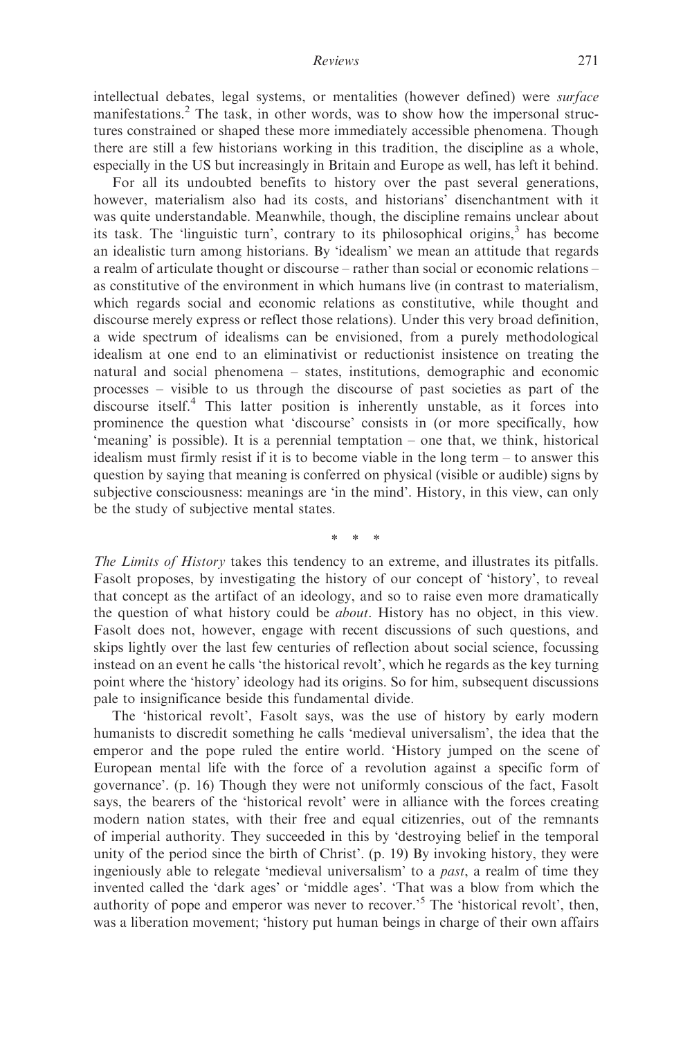intellectual debates, legal systems, or mentalities (however defined) were *surface* manifestations.[2] The task, in other words, was to show how the impersonal structures constrained or shaped these more immediately accessible phenomena. Though there are still a few historians working in this tradition, the discipline as a whole, especially in the US but increasingly in Britain and Europe as well, has left it behind.

For all its undoubted benefits to history over the past several generations, however, materialism also had its costs, and historians' disenchantment with it was quite understandable. Meanwhile, though, the discipline remains unclear about its task. The 'linguistic turn', contrary to its philosophical origins,[3] has become an idealistic turn among historians. By 'idealism' we mean an attitude that regards a realm of articulate thought or discourse – rather than social or economic relations – as constitutive of the environment in which humans live (in contrast to materialism, which regards social and economic relations as constitutive, while thought and discourse merely express or reflect those relations). Under this very broad definition, a wide spectrum of idealisms can be envisioned, from a purely methodological idealism at one end to an eliminativist or reductionist insistence on treating the natural and social phenomena – states, institutions, demographic and economic processes – visible to us through the discourse of past societies as part of the discourse itself.[4] This latter position is inherently unstable, as it forces into prominence the question what 'discourse' consists in (or more specifically, how 'meaning' is possible). It is a perennial temptation – one that, we think, historical idealism must firmly resist if it is to become viable in the long term – to answer this question by saying that meaning is conferred on physical (visible or audible) signs by subjective consciousness: meanings are 'in the mind'. History, in this view, can only be the study of subjective mental states.

\* \* \*

*The Limits of History* takes this tendency to an extreme, and illustrates its pitfalls. Fasolt proposes, by investigating the history of our concept of 'history', to reveal that concept as the artifact of an ideology, and so to raise even more dramatically the question of what history could be *about*. History has no object, in this view. Fasolt does not, however, engage with recent discussions of such questions, and skips lightly over the last few centuries of reflection about social science, focussing instead on an event he calls 'the historical revolt', which he regards as the key turning point where the 'history' ideology had its origins. So for him, subsequent discussions pale to insignificance beside this fundamental divide.

The 'historical revolt', Fasolt says, was the use of history by early modern humanists to discredit something he calls 'medieval universalism', the idea that the emperor and the pope ruled the entire world. 'History jumped on the scene of European mental life with the force of a revolution against a specific form of governance'. (p. 16) Though they were not uniformly conscious of the fact, Fasolt says, the bearers of the 'historical revolt' were in alliance with the forces creating modern nation states, with their free and equal citizenries, out of the remnants of imperial authority. They succeeded in this by 'destroying belief in the temporal unity of the period since the birth of Christ'. (p. 19) By invoking history, they were ingeniously able to relegate 'medieval universalism' to a *past*, a realm of time they invented called the 'dark ages' or 'middle ages'. 'That was a blow from which the authority of pope and emperor was never to recover.'[5] The 'historical revolt', then, was a liberation movement; 'history put human beings in charge of their own affairs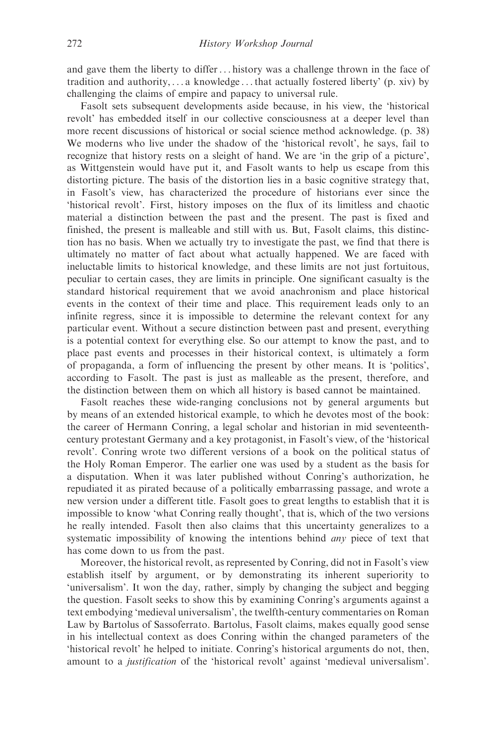and gave them the liberty to differ . . . history was a challenge thrown in the face of tradition and authority, . . . a knowledge . . . that actually fostered liberty' (p. xiv) by challenging the claims of empire and papacy to universal rule.

Fasolt sets subsequent developments aside because, in his view, the 'historical revolt' has embedded itself in our collective consciousness at a deeper level than more recent discussions of historical or social science method acknowledge. (p. 38) We moderns who live under the shadow of the 'historical revolt', he says, fail to recognize that history rests on a sleight of hand. We are 'in the grip of a picture', as Wittgenstein would have put it, and Fasolt wants to help us escape from this distorting picture. The basis of the distortion lies in a basic cognitive strategy that, in Fasolt's view, has characterized the procedure of historians ever since the 'historical revolt'. First, history imposes on the flux of its limitless and chaotic material a distinction between the past and the present. The past is fixed and finished, the present is malleable and still with us. But, Fasolt claims, this distinction has no basis. When we actually try to investigate the past, we find that there is ultimately no matter of fact about what actually happened. We are faced with ineluctable limits to historical knowledge, and these limits are not just fortuitous, peculiar to certain cases, they are limits in principle. One significant casualty is the standard historical requirement that we avoid anachronism and place historical events in the context of their time and place. This requirement leads only to an infinite regress, since it is impossible to determine the relevant context for any particular event. Without a secure distinction between past and present, everything is a potential context for everything else. So our attempt to know the past, and to place past events and processes in their historical context, is ultimately a form of propaganda, a form of influencing the present by other means. It is 'politics', according to Fasolt. The past is just as malleable as the present, therefore, and the distinction between them on which all history is based cannot be maintained.

Fasolt reaches these wide-ranging conclusions not by general arguments but by means of an extended historical example, to which he devotes most of the book: the career of Hermann Conring, a legal scholar and historian in mid seventeenth-century protestant Germany and a key protagonist, in Fasolt's view, of the 'historical revolt'. Conring wrote two different versions of a book on the political status of the Holy Roman Emperor. The earlier one was used by a student as the basis for a disputation. When it was later published without Conring's authorization, he repudiated it as pirated because of a politically embarrassing passage, and wrote a new version under a different title. Fasolt goes to great lengths to establish that it is impossible to know 'what Conring really thought', that is, which of the two versions he really intended. Fasolt then also claims that this uncertainty generalizes to a systematic impossibility of knowing the intentions behind *any* piece of text that has come down to us from the past.

Moreover, the historical revolt, as represented by Conring, did not in Fasolt's view establish itself by argument, or by demonstrating its inherent superiority to 'universalism'. It won the day, rather, simply by changing the subject and begging the question. Fasolt seeks to show this by examining Conring's arguments against a text embodying 'medieval universalism', the twelfth-century commentaries on Roman Law by Bartolus of Sassoferrato. Bartolus, Fasolt claims, makes equally good sense in his intellectual context as does Conring within the changed parameters of the 'historical revolt' he helped to initiate. Conring's historical arguments do not, then, amount to a *justification* of the 'historical revolt' against 'medieval universalism'.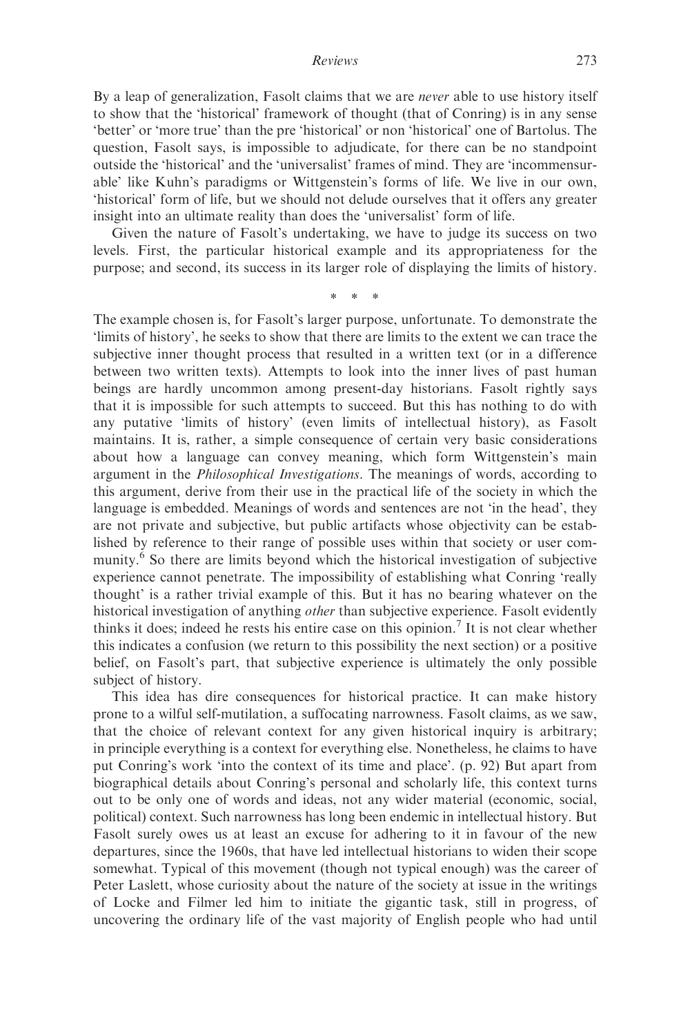By a leap of generalization, Fasolt claims that we are *never* able to use history itself to show that the 'historical' framework of thought (that of Conring) is in any sense 'better' or 'more true' than the pre 'historical' or non 'historical' one of Bartolus. The question, Fasolt says, is impossible to adjudicate, for there can be no standpoint outside the 'historical' and the 'universalist' frames of mind. They are 'incommensurable' like Kuhn's paradigms or Wittgenstein's forms of life. We live in our own, 'historical' form of life, but we should not delude ourselves that it offers any greater insight into an ultimate reality than does the 'universalist' form of life.

Given the nature of Fasolt's undertaking, we have to judge its success on two levels. First, the particular historical example and its appropriateness for the purpose; and second, its success in its larger role of displaying the limits of history.

\* \* \*

The example chosen is, for Fasolt's larger purpose, unfortunate. To demonstrate the 'limits of history', he seeks to show that there are limits to the extent we can trace the subjective inner thought process that resulted in a written text (or in a difference between two written texts). Attempts to look into the inner lives of past human beings are hardly uncommon among present-day historians. Fasolt rightly says that it is impossible for such attempts to succeed. But this has nothing to do with any putative 'limits of history' (even limits of intellectual history), as Fasolt maintains. It is, rather, a simple consequence of certain very basic considerations about how a language can convey meaning, which form Wittgenstein's main argument in the *Philosophical Investigations*. The meanings of words, according to this argument, derive from their use in the practical life of the society in which the language is embedded. Meanings of words and sentences are not 'in the head', they are not private and subjective, but public artifacts whose objectivity can be established by reference to their range of possible uses within that society or user community.[6] So there are limits beyond which the historical investigation of subjective experience cannot penetrate. The impossibility of establishing what Conring 'really thought' is a rather trivial example of this. But it has no bearing whatever on the historical investigation of anything *other* than subjective experience. Fasolt evidently thinks it does; indeed he rests his entire case on this opinion.[7] It is not clear whether this indicates a confusion (we return to this possibility the next section) or a positive belief, on Fasolt's part, that subjective experience is ultimately the only possible subject of history.

This idea has dire consequences for historical practice. It can make history prone to a wilful self-mutilation, a suffocating narrowness. Fasolt claims, as we saw, that the choice of relevant context for any given historical inquiry is arbitrary; in principle everything is a context for everything else. Nonetheless, he claims to have put Conring's work 'into the context of its time and place'. (p. 92) But apart from biographical details about Conring's personal and scholarly life, this context turns out to be only one of words and ideas, not any wider material (economic, social, political) context. Such narrowness has long been endemic in intellectual history. But Fasolt surely owes us at least an excuse for adhering to it in favour of the new departures, since the 1960s, that have led intellectual historians to widen their scope somewhat. Typical of this movement (though not typical enough) was the career of Peter Laslett, whose curiosity about the nature of the society at issue in the writings of Locke and Filmer led him to initiate the gigantic task, still in progress, of uncovering the ordinary life of the vast majority of English people who had until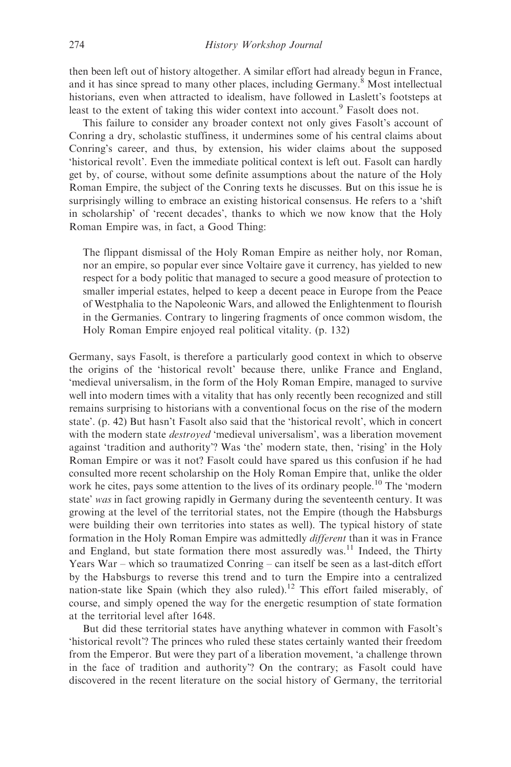then been left out of history altogether. A similar effort had already begun in France, and it has since spread to many other places, including Germany.[8] Most intellectual historians, even when attracted to idealism, have followed in Laslett's footsteps at least to the extent of taking this wider context into account.[9] Fasolt does not.

This failure to consider any broader context not only gives Fasolt's account of Conring a dry, scholastic stuffiness, it undermines some of his central claims about Conring's career, and thus, by extension, his wider claims about the supposed 'historical revolt'. Even the immediate political context is left out. Fasolt can hardly get by, of course, without some definite assumptions about the nature of the Holy Roman Empire, the subject of the Conring texts he discusses. But on this issue he is surprisingly willing to embrace an existing historical consensus. He refers to a 'shift in scholarship' of 'recent decades', thanks to which we now know that the Holy Roman Empire was, in fact, a Good Thing:

> The flippant dismissal of the Holy Roman Empire as neither holy, nor Roman, nor an empire, so popular ever since Voltaire gave it currency, has yielded to new respect for a body politic that managed to secure a good measure of protection to smaller imperial estates, helped to keep a decent peace in Europe from the Peace of Westphalia to the Napoleonic Wars, and allowed the Enlightenment to flourish in the Germanies. Contrary to lingering fragments of once common wisdom, the Holy Roman Empire enjoyed real political vitality. (p. 132)

Germany, says Fasolt, is therefore a particularly good context in which to observe the origins of the 'historical revolt' because there, unlike France and England, 'medieval universalism, in the form of the Holy Roman Empire, managed to survive well into modern times with a vitality that has only recently been recognized and still remains surprising to historians with a conventional focus on the rise of the modern state'. (p. 42) But hasn't Fasolt also said that the 'historical revolt', which in concert with the modern state *destroyed* 'medieval universalism', was a liberation movement against 'tradition and authority'? Was 'the' modern state, then, 'rising' in the Holy Roman Empire or was it not? Fasolt could have spared us this confusion if he had consulted more recent scholarship on the Holy Roman Empire that, unlike the older work he cites, pays some attention to the lives of its ordinary people.[10] The 'modern state' *was* in fact growing rapidly in Germany during the seventeenth century. It was growing at the level of the territorial states, not the Empire (though the Habsburgs were building their own territories into states as well). The typical history of state formation in the Holy Roman Empire was admittedly *different* than it was in France and England, but state formation there most assuredly was.[11] Indeed, the Thirty Years War – which so traumatized Conring – can itself be seen as a last-ditch effort by the Habsburgs to reverse this trend and to turn the Empire into a centralized nation-state like Spain (which they also ruled).[12] This effort failed miserably, of course, and simply opened the way for the energetic resumption of state formation at the territorial level after 1648.

But did these territorial states have anything whatever in common with Fasolt's 'historical revolt'? The princes who ruled these states certainly wanted their freedom from the Emperor. But were they part of a liberation movement, 'a challenge thrown in the face of tradition and authority'? On the contrary; as Fasolt could have discovered in the recent literature on the social history of Germany, the territorial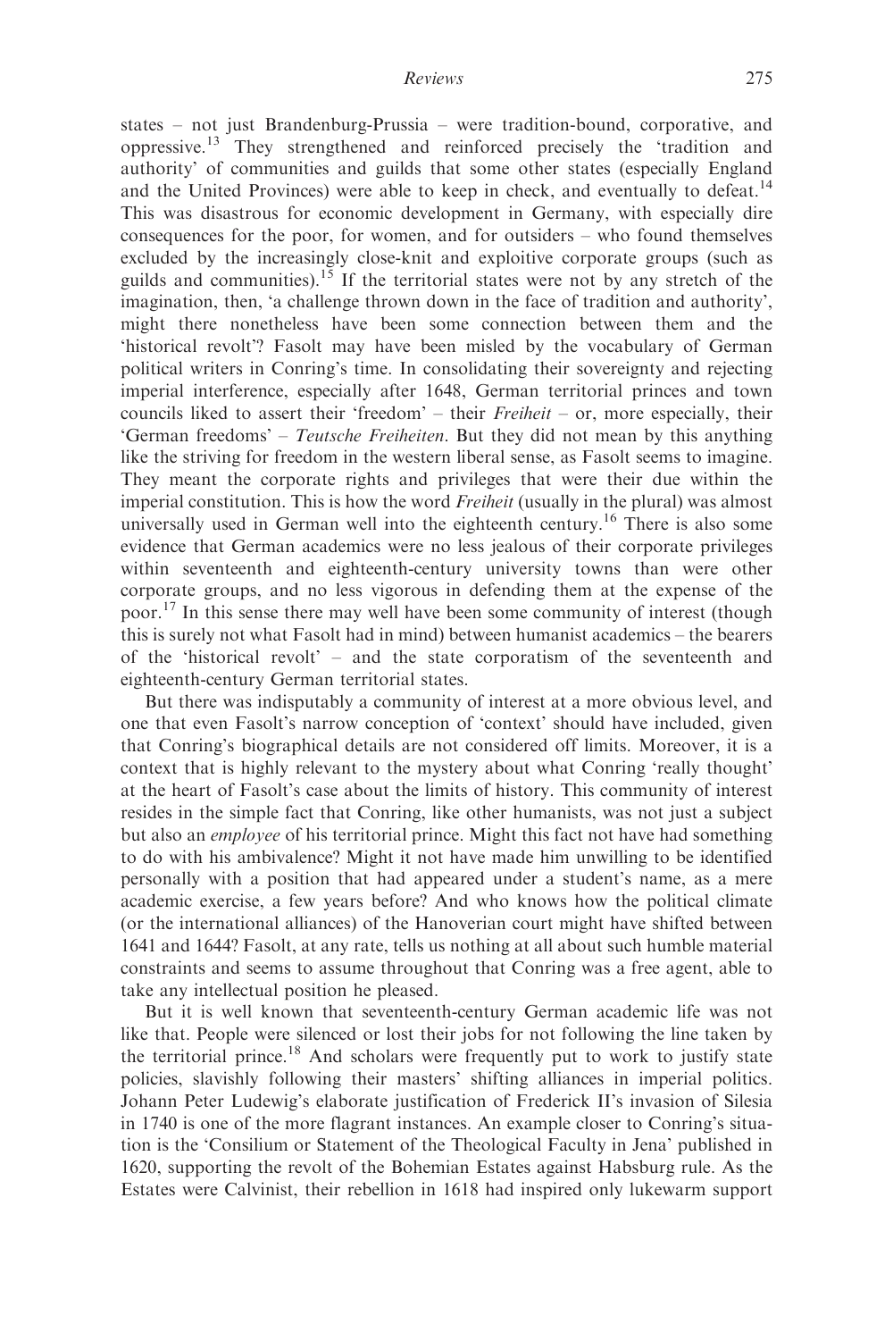states – not just Brandenburg-Prussia – were tradition-bound, corporative, and oppressive.[13] They strengthened and reinforced precisely the 'tradition and authority' of communities and guilds that some other states (especially England and the United Provinces) were able to keep in check, and eventually to defeat.[14] This was disastrous for economic development in Germany, with especially dire consequences for the poor, for women, and for outsiders – who found themselves excluded by the increasingly close-knit and exploitive corporate groups (such as guilds and communities).[15] If the territorial states were not by any stretch of the imagination, then, 'a challenge thrown down in the face of tradition and authority', might there nonetheless have been some connection between them and the 'historical revolt'? Fasolt may have been misled by the vocabulary of German political writers in Conring's time. In consolidating their sovereignty and rejecting imperial interference, especially after 1648, German territorial princes and town councils liked to assert their 'freedom' – their *Freiheit* – or, more especially, their 'German freedoms' – *Teutsche Freiheiten*. But they did not mean by this anything like the striving for freedom in the western liberal sense, as Fasolt seems to imagine. They meant the corporate rights and privileges that were their due within the imperial constitution. This is how the word *Freiheit* (usually in the plural) was almost universally used in German well into the eighteenth century.[16] There is also some evidence that German academics were no less jealous of their corporate privileges within seventeenth and eighteenth-century university towns than were other corporate groups, and no less vigorous in defending them at the expense of the poor.[17] In this sense there may well have been some community of interest (though this is surely not what Fasolt had in mind) between humanist academics – the bearers of the 'historical revolt' – and the state corporatism of the seventeenth and eighteenth-century German territorial states.

But there was indisputably a community of interest at a more obvious level, and one that even Fasolt's narrow conception of 'context' should have included, given that Conring's biographical details are not considered off limits. Moreover, it is a context that is highly relevant to the mystery about what Conring 'really thought' at the heart of Fasolt's case about the limits of history. This community of interest resides in the simple fact that Conring, like other humanists, was not just a subject but also an *employee* of his territorial prince. Might this fact not have had something to do with his ambivalence? Might it not have made him unwilling to be identified personally with a position that had appeared under a student's name, as a mere academic exercise, a few years before? And who knows how the political climate (or the international alliances) of the Hanoverian court might have shifted between 1641 and 1644? Fasolt, at any rate, tells us nothing at all about such humble material constraints and seems to assume throughout that Conring was a free agent, able to take any intellectual position he pleased.

But it is well known that seventeenth-century German academic life was not like that. People were silenced or lost their jobs for not following the line taken by the territorial prince.[18] And scholars were frequently put to work to justify state policies, slavishly following their masters' shifting alliances in imperial politics. Johann Peter Ludewig's elaborate justification of Frederick II's invasion of Silesia in 1740 is one of the more flagrant instances. An example closer to Conring's situation is the 'Consilium or Statement of the Theological Faculty in Jena' published in 1620, supporting the revolt of the Bohemian Estates against Habsburg rule. As the Estates were Calvinist, their rebellion in 1618 had inspired only lukewarm support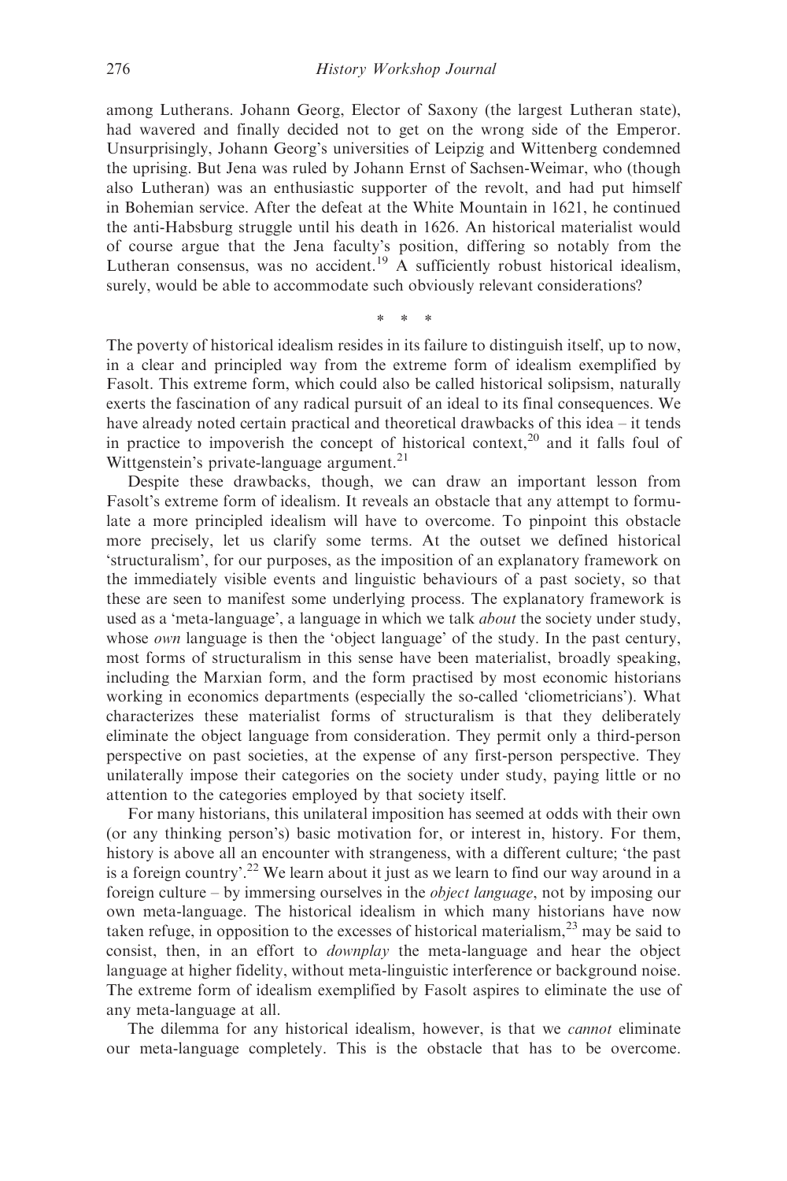among Lutherans. Johann Georg, Elector of Saxony (the largest Lutheran state), had wavered and finally decided not to get on the wrong side of the Emperor. Unsurprisingly, Johann Georg's universities of Leipzig and Wittenberg condemned the uprising. But Jena was ruled by Johann Ernst of Sachsen-Weimar, who (though also Lutheran) was an enthusiastic supporter of the revolt, and had put himself in Bohemian service. After the defeat at the White Mountain in 1621, he continued the anti-Habsburg struggle until his death in 1626. An historical materialist would of course argue that the Jena faculty's position, differing so notably from the Lutheran consensus, was no accident.[19] A sufficiently robust historical idealism, surely, would be able to accommodate such obviously relevant considerations?

\* \* \*

The poverty of historical idealism resides in its failure to distinguish itself, up to now, in a clear and principled way from the extreme form of idealism exemplified by Fasolt. This extreme form, which could also be called historical solipsism, naturally exerts the fascination of any radical pursuit of an ideal to its final consequences. We have already noted certain practical and theoretical drawbacks of this idea – it tends in practice to impoverish the concept of historical context,[20] and it falls foul of Wittgenstein's private-language argument.[21]

Despite these drawbacks, though, we can draw an important lesson from Fasolt's extreme form of idealism. It reveals an obstacle that any attempt to formulate a more principled idealism will have to overcome. To pinpoint this obstacle more precisely, let us clarify some terms. At the outset we defined historical 'structuralism', for our purposes, as the imposition of an explanatory framework on the immediately visible events and linguistic behaviours of a past society, so that these are seen to manifest some underlying process. The explanatory framework is used as a 'meta-language', a language in which we talk *about* the society under study, whose *own* language is then the 'object language' of the study. In the past century, most forms of structuralism in this sense have been materialist, broadly speaking, including the Marxian form, and the form practised by most economic historians working in economics departments (especially the so-called 'cliometricians'). What characterizes these materialist forms of structuralism is that they deliberately eliminate the object language from consideration. They permit only a third-person perspective on past societies, at the expense of any first-person perspective. They unilaterally impose their categories on the society under study, paying little or no attention to the categories employed by that society itself.

For many historians, this unilateral imposition has seemed at odds with their own (or any thinking person's) basic motivation for, or interest in, history. For them, history is above all an encounter with strangeness, with a different culture; 'the past is a foreign country'.[22] We learn about it just as we learn to find our way around in a foreign culture – by immersing ourselves in the *object language*, not by imposing our own meta-language. The historical idealism in which many historians have now taken refuge, in opposition to the excesses of historical materialism,[23] may be said to consist, then, in an effort to *downplay* the meta-language and hear the object language at higher fidelity, without meta-linguistic interference or background noise. The extreme form of idealism exemplified by Fasolt aspires to eliminate the use of any meta-language at all.

The dilemma for any historical idealism, however, is that we *cannot* eliminate our meta-language completely. This is the obstacle that has to be overcome.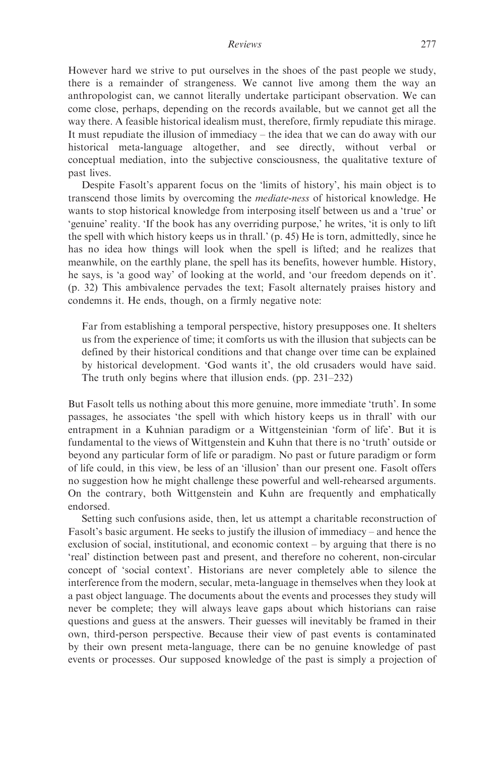However hard we strive to put ourselves in the shoes of the past people we study, there is a remainder of strangeness. We cannot live among them the way an anthropologist can, we cannot literally undertake participant observation. We can come close, perhaps, depending on the records available, but we cannot get all the way there. A feasible historical idealism must, therefore, firmly repudiate this mirage. It must repudiate the illusion of immediacy – the idea that we can do away with our historical meta-language altogether, and see directly, without verbal or conceptual mediation, into the subjective consciousness, the qualitative texture of past lives.

Despite Fasolt's apparent focus on the 'limits of history', his main object is to transcend those limits by overcoming the *mediate-ness* of historical knowledge. He wants to stop historical knowledge from interposing itself between us and a 'true' or 'genuine' reality. 'If the book has any overriding purpose,' he writes, 'it is only to lift the spell with which history keeps us in thrall.' (p. 45) He is torn, admittedly, since he has no idea how things will look when the spell is lifted; and he realizes that meanwhile, on the earthly plane, the spell has its benefits, however humble. History, he says, is 'a good way' of looking at the world, and 'our freedom depends on it'. (p. 32) This ambivalence pervades the text; Fasolt alternately praises history and condemns it. He ends, though, on a firmly negative note:

> Far from establishing a temporal perspective, history presupposes one. It shelters us from the experience of time; it comforts us with the illusion that subjects can be defined by their historical conditions and that change over time can be explained by historical development. 'God wants it', the old crusaders would have said. The truth only begins where that illusion ends. (pp. 231–232)

But Fasolt tells us nothing about this more genuine, more immediate 'truth'. In some passages, he associates 'the spell with which history keeps us in thrall' with our entrapment in a Kuhnian paradigm or a Wittgensteinian 'form of life'. But it is fundamental to the views of Wittgenstein and Kuhn that there is no 'truth' outside or beyond any particular form of life or paradigm. No past or future paradigm or form of life could, in this view, be less of an 'illusion' than our present one. Fasolt offers no suggestion how he might challenge these powerful and well-rehearsed arguments. On the contrary, both Wittgenstein and Kuhn are frequently and emphatically endorsed.

Setting such confusions aside, then, let us attempt a charitable reconstruction of Fasolt's basic argument. He seeks to justify the illusion of immediacy – and hence the exclusion of social, institutional, and economic context – by arguing that there is no 'real' distinction between past and present, and therefore no coherent, non-circular concept of 'social context'. Historians are never completely able to silence the interference from the modern, secular, meta-language in themselves when they look at a past object language. The documents about the events and processes they study will never be complete; they will always leave gaps about which historians can raise questions and guess at the answers. Their guesses will inevitably be framed in their own, third-person perspective. Because their view of past events is contaminated by their own present meta-language, there can be no genuine knowledge of past events or processes. Our supposed knowledge of the past is simply a projection of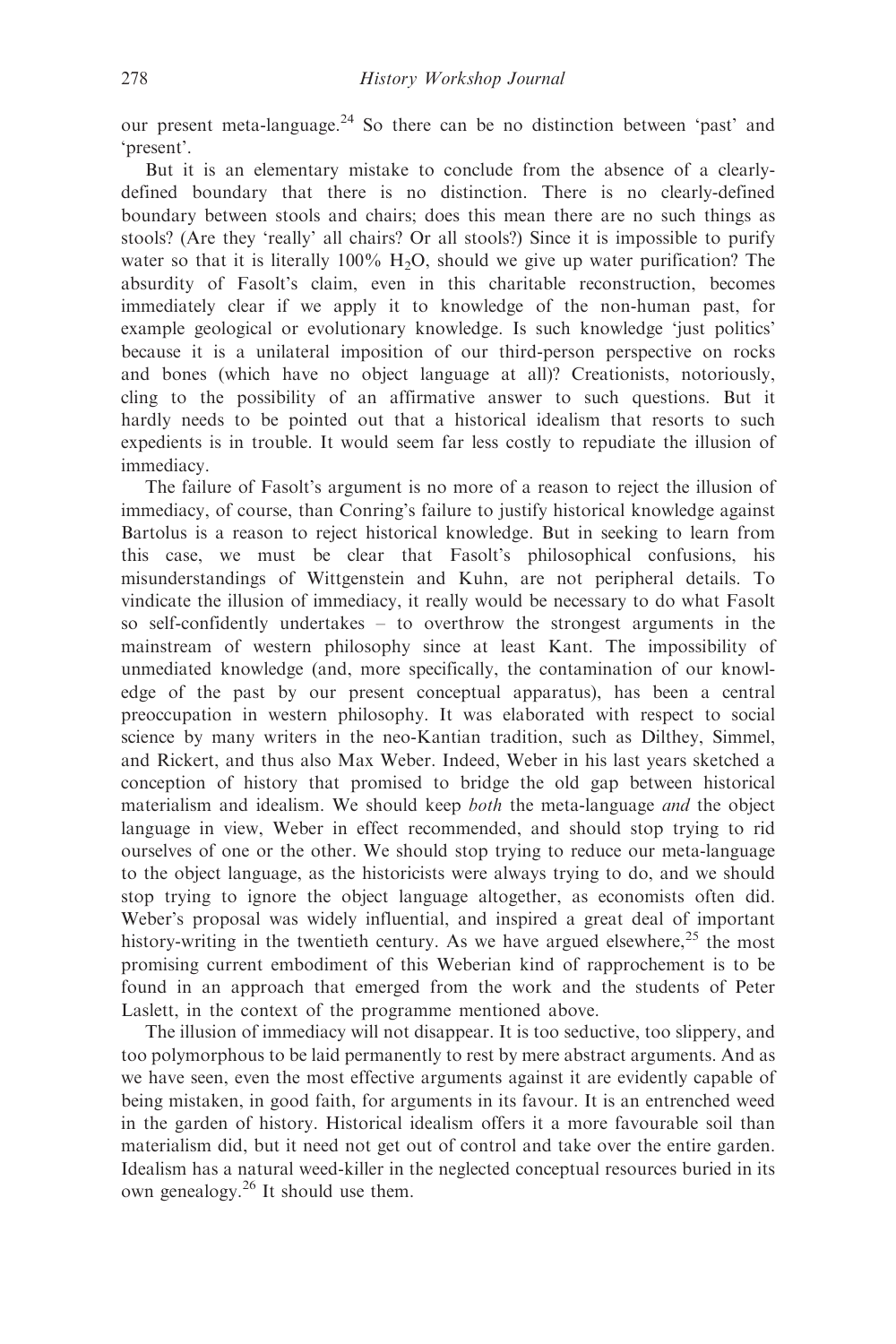our present meta-language.[24] So there can be no distinction between 'past' and 'present'.

But it is an elementary mistake to conclude from the absence of a clearly-defined boundary that there is no distinction. There is no clearly-defined boundary between stools and chairs; does this mean there are no such things as stools? (Are they 'really' all chairs? Or all stools?) Since it is impossible to purify water so that it is literally 100% $H_2O$, should we give up water purification? The absurdity of Fasolt's claim, even in this charitable reconstruction, becomes immediately clear if we apply it to knowledge of the non-human past, for example geological or evolutionary knowledge. Is such knowledge 'just politics' because it is a unilateral imposition of our third-person perspective on rocks and bones (which have no object language at all)? Creationists, notoriously, cling to the possibility of an affirmative answer to such questions. But it hardly needs to be pointed out that a historical idealism that resorts to such expedients is in trouble. It would seem far less costly to repudiate the illusion of immediacy.

The failure of Fasolt's argument is no more of a reason to reject the illusion of immediacy, of course, than Conring's failure to justify historical knowledge against Bartolus is a reason to reject historical knowledge. But in seeking to learn from this case, we must be clear that Fasolt's philosophical confusions, his misunderstandings of Wittgenstein and Kuhn, are not peripheral details. To vindicate the illusion of immediacy, it really would be necessary to do what Fasolt so self-confidently undertakes – to overthrow the strongest arguments in the mainstream of western philosophy since at least Kant. The impossibility of unmediated knowledge (and, more specifically, the contamination of our knowledge of the past by our present conceptual apparatus), has been a central preoccupation in western philosophy. It was elaborated with respect to social science by many writers in the neo-Kantian tradition, such as Dilthey, Simmel, and Rickert, and thus also Max Weber. Indeed, Weber in his last years sketched a conception of history that promised to bridge the old gap between historical materialism and idealism. We should keep *both* the meta-language *and* the object language in view, Weber in effect recommended, and should stop trying to rid ourselves of one or the other. We should stop trying to reduce our meta-language to the object language, as the historicists were always trying to do, and we should stop trying to ignore the object language altogether, as economists often did. Weber's proposal was widely influential, and inspired a great deal of important history-writing in the twentieth century. As we have argued elsewhere,[25] the most promising current embodiment of this Weberian kind of rapprochement is to be found in an approach that emerged from the work and the students of Peter Laslett, in the context of the programme mentioned above.

The illusion of immediacy will not disappear. It is too seductive, too slippery, and too polymorphous to be laid permanently to rest by mere abstract arguments. And as we have seen, even the most effective arguments against it are evidently capable of being mistaken, in good faith, for arguments in its favour. It is an entrenched weed in the garden of history. Historical idealism offers it a more favourable soil than materialism did, but it need not get out of control and take over the entire garden. Idealism has a natural weed-killer in the neglected conceptual resources buried in its own genealogy.[26] It should use them.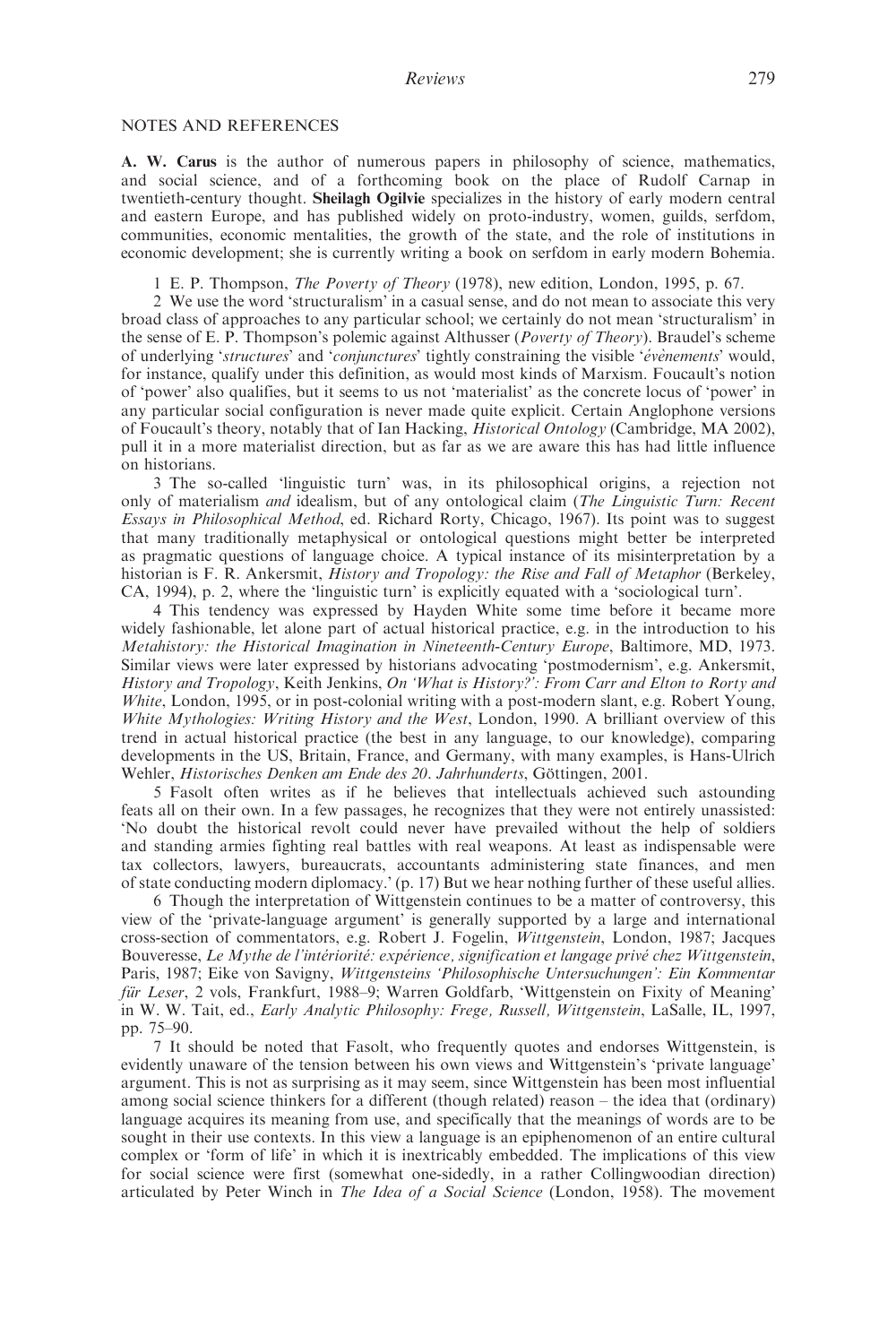## NOTES AND REFERENCES

**A. W. Carus** is the author of numerous papers in philosophy of science, mathematics, and social science, and of a forthcoming book on the place of Rudolf Carnap in twentieth-century thought. **Sheilagh Ogilvie** specializes in the history of early modern central and eastern Europe, and has published widely on proto-industry, women, guilds, serfdom, communities, economic mentalities, the growth of the state, and the role of institutions in economic development; she is currently writing a book on serfdom in early modern Bohemia.

1 E. P. Thompson, *The Poverty of Theory* (1978), new edition, London, 1995, p. 67.

2 We use the word 'structuralism' in a casual sense, and do not mean to associate this very broad class of approaches to any particular school; we certainly do not mean 'structuralism' in the sense of E. P. Thompson's polemic against Althusser (*Poverty of Theory*). Braudel's scheme of underlying '*structures*' and '*conjunctures*' tightly constraining the visible '*évènements*' would, for instance, qualify under this definition, as would most kinds of Marxism. Foucault's notion of 'power' also qualifies, but it seems to us not 'materialist' as the concrete locus of 'power' in any particular social configuration is never made quite explicit. Certain Anglophone versions of Foucault's theory, notably that of Ian Hacking, *Historical Ontology* (Cambridge, MA 2002), pull it in a more materialist direction, but as far as we are aware this has had little influence on historians.

3 The so-called 'linguistic turn' was, in its philosophical origins, a rejection not only of materialism *and* idealism, but of any ontological claim (*The Linguistic Turn: Recent Essays in Philosophical Method*, ed. Richard Rorty, Chicago, 1967). Its point was to suggest that many traditionally metaphysical or ontological questions might better be interpreted as pragmatic questions of language choice. A typical instance of its misinterpretation by a historian is F. R. Ankersmit, *History and Tropology: the Rise and Fall of Metaphor* (Berkeley, CA, 1994), p. 2, where the 'linguistic turn' is explicitly equated with a 'sociological turn'.

4 This tendency was expressed by Hayden White some time before it became more widely fashionable, let alone part of actual historical practice, e.g. in the introduction to his *Metahistory: the Historical Imagination in Nineteenth-Century Europe*, Baltimore, MD, 1973. Similar views were later expressed by historians advocating 'postmodernism', e.g. Ankersmit, *History and Tropology*, Keith Jenkins, *On 'What is History?': From Carr and Elton to Rorty and White*, London, 1995, or in post-colonial writing with a post-modern slant, e.g. Robert Young, *White Mythologies: Writing History and the West*, London, 1990. A brilliant overview of this trend in actual historical practice (the best in any language, to our knowledge), comparing developments in the US, Britain, France, and Germany, with many examples, is Hans-Ulrich Wehler, *Historisches Denken am Ende des 20. Jahrhunderts*, Göttingen, 2001.

5 Fasolt often writes as if he believes that intellectuals achieved such astounding feats all on their own. In a few passages, he recognizes that they were not entirely unassisted: 'No doubt the historical revolt could never have prevailed without the help of soldiers and standing armies fighting real battles with real weapons. At least as indispensable were tax collectors, lawyers, bureaucrats, accountants administering state finances, and men of state conducting modern diplomacy.' (p. 17) But we hear nothing further of these useful allies.

6 Though the interpretation of Wittgenstein continues to be a matter of controversy, this view of the 'private-language argument' is generally supported by a large and international cross-section of commentators, e.g. Robert J. Fogelin, *Wittgenstein*, London, 1987; Jacques Bouveresse, *Le Mythe de l'intériorité: expérience, signification et langage privé chez Wittgenstein*, Paris, 1987; Eike von Savigny, *Wittgensteins 'Philosophische Untersuchungen': Ein Kommentar für Leser*, 2 vols, Frankfurt, 1988–9; Warren Goldfarb, 'Wittgenstein on Fixity of Meaning' in W. W. Tait, ed., *Early Analytic Philosophy: Frege, Russell, Wittgenstein*, LaSalle, IL, 1997, pp. 75–90.

7 It should be noted that Fasolt, who frequently quotes and endorses Wittgenstein, is evidently unaware of the tension between his own views and Wittgenstein's 'private language' argument. This is not as surprising as it may seem, since Wittgenstein has been most influential among social science thinkers for a different (though related) reason – the idea that (ordinary) language acquires its meaning from use, and specifically that the meanings of words are to be sought in their use contexts. In this view a language is an epiphenomenon of an entire cultural complex or 'form of life' in which it is inextricably embedded. The implications of this view for social science were first (somewhat one-sidedly, in a rather Collingwoodian direction) articulated by Peter Winch in *The Idea of a Social Science* (London, 1958). The movement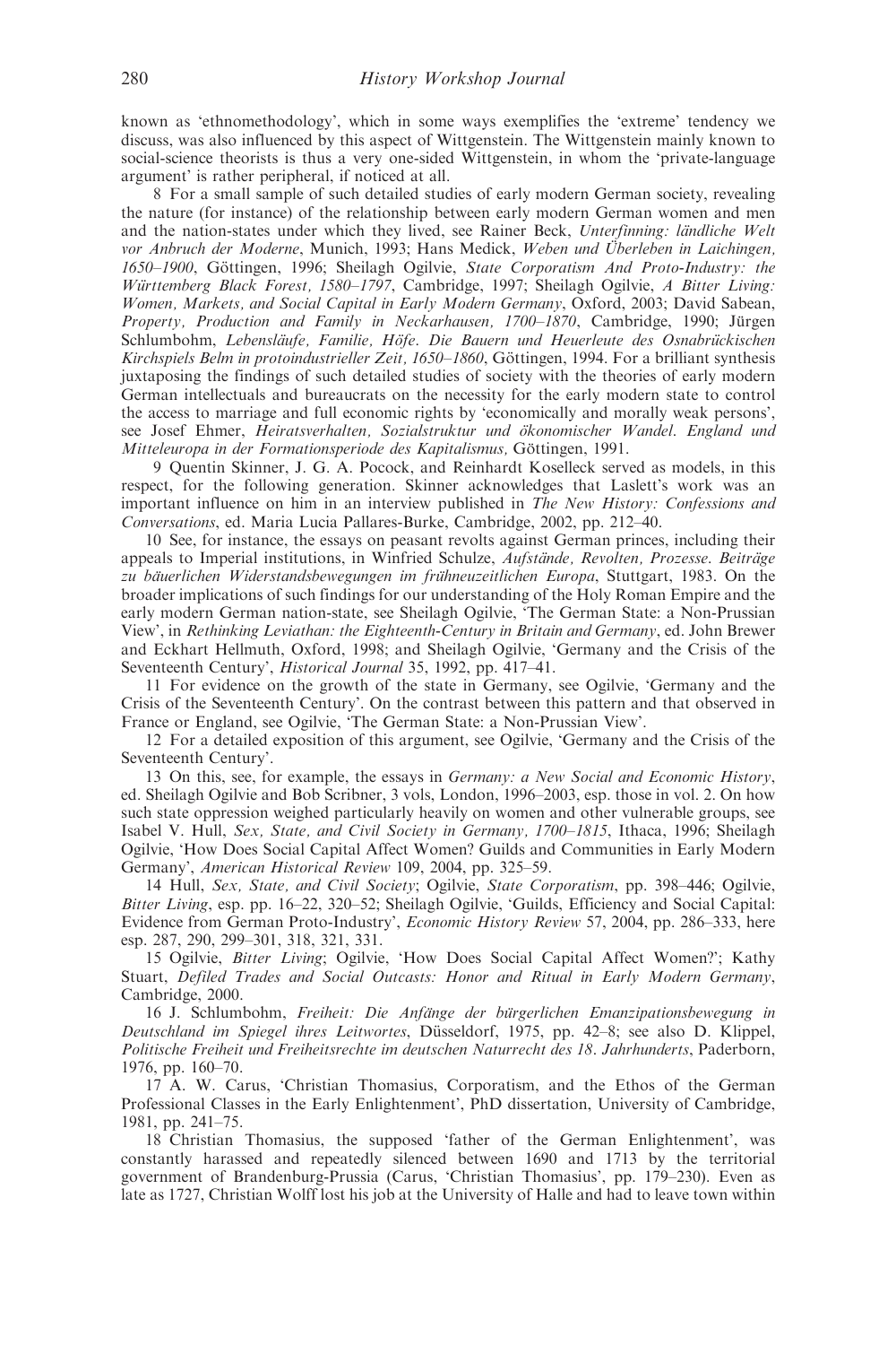known as 'ethnomethodology', which in some ways exemplifies the 'extreme' tendency we discuss, was also influenced by this aspect of Wittgenstein. The Wittgenstein mainly known to social-science theorists is thus a very one-sided Wittgenstein, in whom the 'private-language argument' is rather peripheral, if noticed at all.

8 For a small sample of such detailed studies of early modern German society, revealing the nature (for instance) of the relationship between early modern German women and men and the nation-states under which they lived, see Rainer Beck, *Unterfinning: ländliche Welt vor Anbruch der Moderne*, Munich, 1993; Hans Medick, *Weben und Überleben in Laichingen, 1650–1900*, Göttingen, 1996; Sheilagh Ogilvie, *State Corporatism And Proto-Industry: the Württemberg Black Forest, 1580–1797*, Cambridge, 1997; Sheilagh Ogilvie, *A Bitter Living: Women, Markets, and Social Capital in Early Modern Germany*, Oxford, 2003; David Sabean, *Property, Production and Family in Neckarhausen, 1700–1870*, Cambridge, 1990; Jürgen Schlumbohm, *Lebensläufe, Familie, Höfe. Die Bauern und Heuerleute des Osnabrückischen Kirchspiels Belm in protoindustrieller Zeit, 1650–1860*, Göttingen, 1994. For a brilliant synthesis juxtaposing the findings of such detailed studies of society with the theories of early modern German intellectuals and bureaucrats on the necessity for the early modern state to control the access to marriage and full economic rights by 'economically and morally weak persons', see Josef Ehmer, *Heiratsverhalten, Sozialstruktur und ökonomischer Wandel. England und Mitteleuropa in der Formationsperiode des Kapitalismus,* Göttingen, 1991.

9 Quentin Skinner, J. G. A. Pocock, and Reinhardt Koselleck served as models, in this respect, for the following generation. Skinner acknowledges that Laslett's work was an important influence on him in an interview published in *The New History: Confessions and Conversations*, ed. Maria Lucia Pallares-Burke, Cambridge, 2002, pp. 212–40.

10 See, for instance, the essays on peasant revolts against German princes, including their appeals to Imperial institutions, in Winfried Schulze, *Aufstände, Revolten, Prozesse. Beiträge zu bäuerlichen Widerstandsbewegungen im frühneuzeitlichen Europa*, Stuttgart, 1983. On the broader implications of such findings for our understanding of the Holy Roman Empire and the early modern German nation-state, see Sheilagh Ogilvie, 'The German State: a Non-Prussian View', in *Rethinking Leviathan: the Eighteenth-Century in Britain and Germany*, ed. John Brewer and Eckhart Hellmuth, Oxford, 1998; and Sheilagh Ogilvie, 'Germany and the Crisis of the Seventeenth Century', *Historical Journal* 35, 1992, pp. 417–41.

11 For evidence on the growth of the state in Germany, see Ogilvie, 'Germany and the Crisis of the Seventeenth Century'. On the contrast between this pattern and that observed in France or England, see Ogilvie, 'The German State: a Non-Prussian View'.

12 For a detailed exposition of this argument, see Ogilvie, 'Germany and the Crisis of the Seventeenth Century'.

13 On this, see, for example, the essays in *Germany: a New Social and Economic History*, ed. Sheilagh Ogilvie and Bob Scribner, 3 vols, London, 1996–2003, esp. those in vol. 2. On how such state oppression weighed particularly heavily on women and other vulnerable groups, see Isabel V. Hull, *Sex, State, and Civil Society in Germany, 1700–1815*, Ithaca, 1996; Sheilagh Ogilvie, 'How Does Social Capital Affect Women? Guilds and Communities in Early Modern Germany', *American Historical Review* 109, 2004, pp. 325–59.

14 Hull, *Sex, State, and Civil Society*; Ogilvie, *State Corporatism*, pp. 398–446; Ogilvie, *Bitter Living*, esp. pp. 16–22, 320–52; Sheilagh Ogilvie, 'Guilds, Efficiency and Social Capital: Evidence from German Proto-Industry', *Economic History Review* 57, 2004, pp. 286–333, here esp. 287, 290, 299–301, 318, 321, 331.

15 Ogilvie, *Bitter Living*; Ogilvie, 'How Does Social Capital Affect Women?'; Kathy Stuart, *Defiled Trades and Social Outcasts: Honor and Ritual in Early Modern Germany*, Cambridge, 2000.

16 J. Schlumbohm, *Freiheit: Die Anfänge der bürgerlichen Emanzipationsbewegung in Deutschland im Spiegel ihres Leitwortes*, Düsseldorf, 1975, pp. 42–8; see also D. Klippel, *Politische Freiheit und Freiheitsrechte im deutschen Naturrecht des 18. Jahrhunderts*, Paderborn, 1976, pp. 160–70.

17 A. W. Carus, 'Christian Thomasius, Corporatism, and the Ethos of the German Professional Classes in the Early Enlightenment', PhD dissertation, University of Cambridge, 1981, pp. 241–75.

18 Christian Thomasius, the supposed 'father of the German Enlightenment', was constantly harassed and repeatedly silenced between 1690 and 1713 by the territorial government of Brandenburg-Prussia (Carus, 'Christian Thomasius', pp. 179–230). Even as late as 1727, Christian Wolff lost his job at the University of Halle and had to leave town within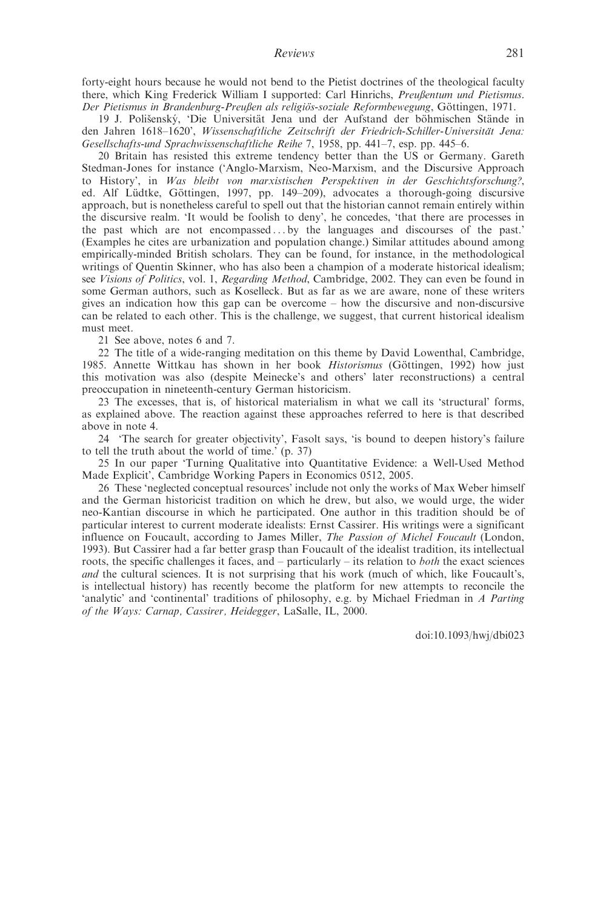forty-eight hours because he would not bend to the Pietist doctrines of the theological faculty there, which King Frederick William I supported: Carl Hinrichs, *Preußentum und Pietismus. Der Pietismus in Brandenburg-Preußen als religiös-soziale Reformbewegung*, Göttingen, 1971.

19 J. Polišenský, 'Die Universität Jena und der Aufstand der böhmischen Stände in den Jahren 1618–1620', *Wissenschaftliche Zeitschrift der Friedrich-Schiller-Universität Jena: Gesellschafts-und Sprachwissenschaftliche Reihe* 7, 1958, pp. 441–7, esp. pp. 445–6.

20 Britain has resisted this extreme tendency better than the US or Germany. Gareth Stedman-Jones for instance ('Anglo-Marxism, Neo-Marxism, and the Discursive Approach to History', in *Was bleibt von marxistischen Perspektiven in der Geschichtsforschung?*, ed. Alf Lüdtke, Göttingen, 1997, pp. 149–209), advocates a thorough-going discursive approach, but is nonetheless careful to spell out that the historian cannot remain entirely within the discursive realm. 'It would be foolish to deny', he concedes, 'that there are processes in the past which are not encompassed . . . by the languages and discourses of the past.' (Examples he cites are urbanization and population change.) Similar attitudes abound among empirically-minded British scholars. They can be found, for instance, in the methodological writings of Quentin Skinner, who has also been a champion of a moderate historical idealism; see *Visions of Politics*, vol. 1, *Regarding Method*, Cambridge, 2002. They can even be found in some German authors, such as Koselleck. But as far as we are aware, none of these writers gives an indication how this gap can be overcome – how the discursive and non-discursive can be related to each other. This is the challenge, we suggest, that current historical idealism must meet.

21 See above, notes 6 and 7.

22 The title of a wide-ranging meditation on this theme by David Lowenthal, Cambridge, 1985. Annette Wittkau has shown in her book *Historismus* (Göttingen, 1992) how just this motivation was also (despite Meinecke's and others' later reconstructions) a central preoccupation in nineteenth-century German historicism.

23 The excesses, that is, of historical materialism in what we call its 'structural' forms, as explained above. The reaction against these approaches referred to here is that described above in note 4.

24 'The search for greater objectivity', Fasolt says, 'is bound to deepen history's failure to tell the truth about the world of time.' (p. 37)

25 In our paper 'Turning Qualitative into Quantitative Evidence: a Well-Used Method Made Explicit', Cambridge Working Papers in Economics 0512, 2005.

26 These 'neglected conceptual resources' include not only the works of Max Weber himself and the German historicist tradition on which he drew, but also, we would urge, the wider neo-Kantian discourse in which he participated. One author in this tradition should be of particular interest to current moderate idealists: Ernst Cassirer. His writings were a significant influence on Foucault, according to James Miller, *The Passion of Michel Foucault* (London, 1993). But Cassirer had a far better grasp than Foucault of the idealist tradition, its intellectual roots, the specific challenges it faces, and – particularly – its relation to *both* the exact sciences *and* the cultural sciences. It is not surprising that his work (much of which, like Foucault's, is intellectual history) has recently become the platform for new attempts to reconcile the 'analytic' and 'continental' traditions of philosophy, e.g. by Michael Friedman in *A Parting of the Ways: Carnap, Cassirer, Heidegger*, LaSalle, IL, 2000.

doi:10.1093/hwj/dbi023